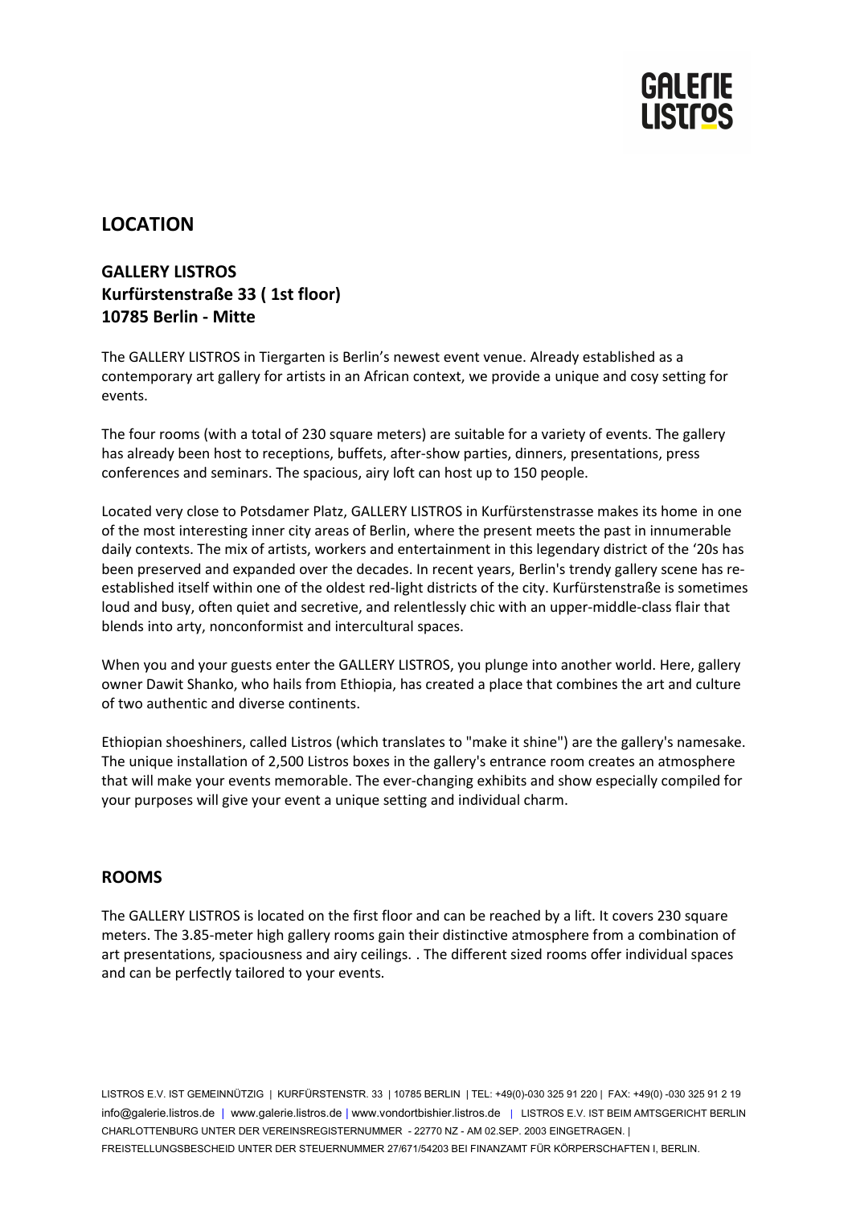GALERIE LISTROS

## LOCATION

### GALLERY LISTROS
**Kurfürstenstraße 33 ( 1st floor)**
**10785 Berlin - Mitte**

The GALLERY LISTROS in Tiergarten is Berlin's newest event venue. Already established as a contemporary art gallery for artists in an African context, we provide a unique and cosy setting for events.

The four rooms (with a total of 230 square meters) are suitable for a variety of events. The gallery has already been host to receptions, buffets, after-show parties, dinners, presentations, press conferences and seminars. The spacious, airy loft can host up to 150 people.

Located very close to Potsdamer Platz, GALLERY LISTROS in Kurfürstenstrasse makes its home in one of the most interesting inner city areas of Berlin, where the present meets the past in innumerable daily contexts. The mix of artists, workers and entertainment in this legendary district of the '20s has been preserved and expanded over the decades. In recent years, Berlin's trendy gallery scene has re-established itself within one of the oldest red-light districts of the city. Kurfürstenstraße is sometimes loud and busy, often quiet and secretive, and relentlessly chic with an upper-middle-class flair that blends into arty, nonconformist and intercultural spaces.

When you and your guests enter the GALLERY LISTROS, you plunge into another world. Here, gallery owner Dawit Shanko, who hails from Ethiopia, has created a place that combines the art and culture of two authentic and diverse continents.

Ethiopian shoeshiners, called Listros (which translates to "make it shine") are the gallery's namesake. The unique installation of 2,500 Listros boxes in the gallery's entrance room creates an atmosphere that will make your events memorable. The ever-changing exhibits and show especially compiled for your purposes will give your event a unique setting and individual charm.

## ROOMS

The GALLERY LISTROS is located on the first floor and can be reached by a lift. It covers 230 square meters. The 3.85-meter high gallery rooms gain their distinctive atmosphere from a combination of art presentations, spaciousness and airy ceilings. . The different sized rooms offer individual spaces and can be perfectly tailored to your events.

LISTROS E.V. IST GEMEINNÜTZIG | KURFÜRSTENSTR. 33 | 10785 BERLIN | TEL: +49(0)-030 325 91 220 | FAX: +49(0) -030 325 91 2 19
info@galerie.listros.de | www.galerie.listros.de | www.vondortbishier.listros.de | LISTROS E.V. IST BEIM AMTSGERICHT BERLIN CHARLOTTENBURG UNTER DER VEREINSREGISTERNUMMER - 22770 NZ - AM 02.SEP. 2003 EINGETRAGEN. |
FREISTELLUNGSBESCHEID UNTER DER STEUERNUMMER 27/671/54203 BEI FINANZAMT FÜR KÖRPERSCHAFTEN I, BERLIN.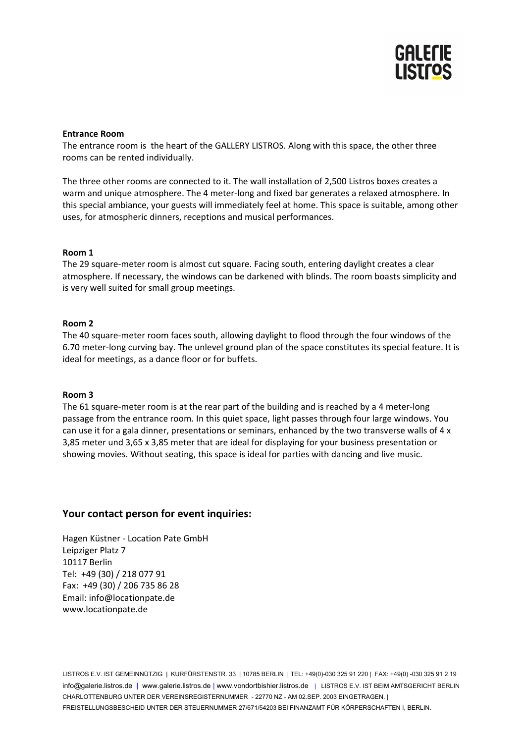**Entrance Room**

The entrance room is the heart of the GALLERY LISTROS. Along with this space, the other three rooms can be rented individually.

The three other rooms are connected to it. The wall installation of 2,500 Listros boxes creates a warm and unique atmosphere. The 4 meter-long and fixed bar generates a relaxed atmosphere. In this special ambiance, your guests will immediately feel at home. This space is suitable, among other uses, for atmospheric dinners, receptions and musical performances.

**Room 1**

The 29 square-meter room is almost cut square. Facing south, entering daylight creates a clear atmosphere. If necessary, the windows can be darkened with blinds. The room boasts simplicity and is very well suited for small group meetings.

**Room 2**

The 40 square-meter room faces south, allowing daylight to flood through the four windows of the 6.70 meter-long curving bay. The unlevel ground plan of the space constitutes its special feature. It is ideal for meetings, as a dance floor or for buffets.

**Room 3**

The 61 square-meter room is at the rear part of the building and is reached by a 4 meter-long passage from the entrance room. In this quiet space, light passes through four large windows. You can use it for a gala dinner, presentations or seminars, enhanced by the two transverse walls of 4 x 3,85 meter und 3,65 x 3,85 meter that are ideal for displaying for your business presentation or showing movies. Without seating, this space is ideal for parties with dancing and live music.

## Your contact person for event inquiries:

Hagen Küstner - Location Pate GmbH
Leipziger Platz 7
10117 Berlin
Tel: +49 (30) / 218 077 91
Fax: +49 (30) / 206 735 86 28
Email: info@locationpate.de
www.locationpate.de

LISTROS E.V. IST GEMEINNÜTZIG | KURFÜRSTENSTR. 33 | 10785 BERLIN | TEL: +49(0)-030 325 91 220 | FAX: +49(0) -030 325 91 2 19
info@galerie.listros.de | www.galerie.listros.de | www.vondortbishier.listros.de | LISTROS E.V. IST BEIM AMTSGERICHT BERLIN CHARLOTTENBURG UNTER DER VEREINSREGISTERNUMMER - 22770 NZ - AM 02.SEP. 2003 EINGETRAGEN. |
FREISTELLUNGSBESCHEID UNTER DER STEUERNUMMER 27/671/54203 BEI FINANZAMT FÜR KÖRPERSCHAFTEN I, BERLIN.